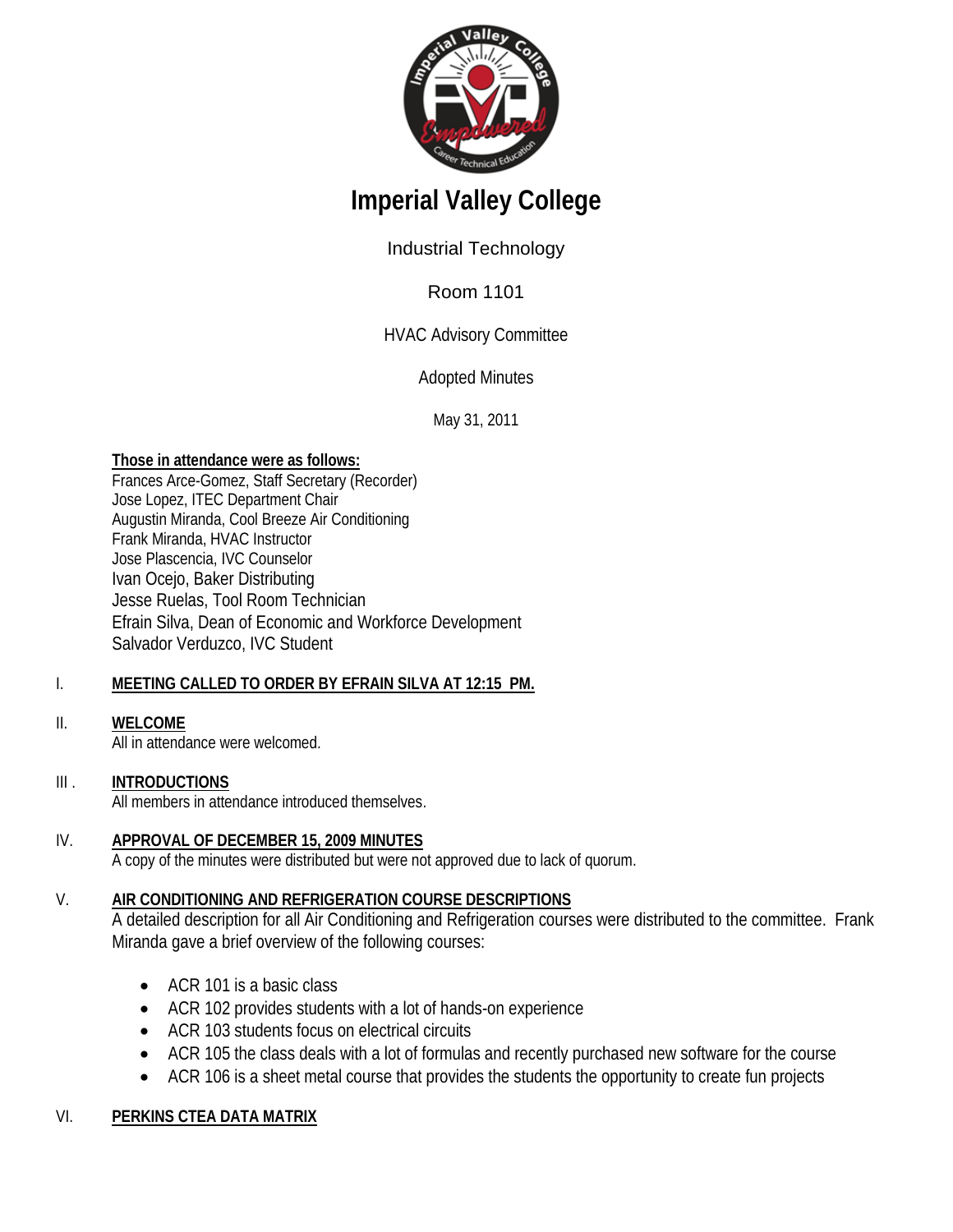# Imperial Valley College

Industrial Technology

Room 1101

HVAC Advisory Committee

Adopted Minutes

May 31, 2011

**Those in attendance were as follows:**

Frances Arce-Gomez, Staff Secretary (Recorder)
Jose Lopez, ITEC Department Chair
Augustin Miranda, Cool Breeze Air Conditioning
Frank Miranda, HVAC Instructor
Jose Plascencia, IVC Counselor
Ivan Ocejo, Baker Distributing
Jesse Ruelas, Tool Room Technician
Efrain Silva, Dean of Economic and Workforce Development
Salvador Verduzco, IVC Student

I. **MEETING CALLED TO ORDER BY EFRAIN SILVA AT 12:15 PM.**

II. **WELCOME**

All in attendance were welcomed.

III . **INTRODUCTIONS**

All members in attendance introduced themselves.

IV. **APPROVAL OF DECEMBER 15, 2009 MINUTES**

A copy of the minutes were distributed but were not approved due to lack of quorum.

V. **AIR CONDITIONING AND REFRIGERATION COURSE DESCRIPTIONS**

A detailed description for all Air Conditioning and Refrigeration courses were distributed to the committee. Frank Miranda gave a brief overview of the following courses:

- ACR 101 is a basic class
- ACR 102 provides students with a lot of hands-on experience
- ACR 103 students focus on electrical circuits
- ACR 105 the class deals with a lot of formulas and recently purchased new software for the course
- ACR 106 is a sheet metal course that provides the students the opportunity to create fun projects

VI. **PERKINS CTEA DATA MATRIX**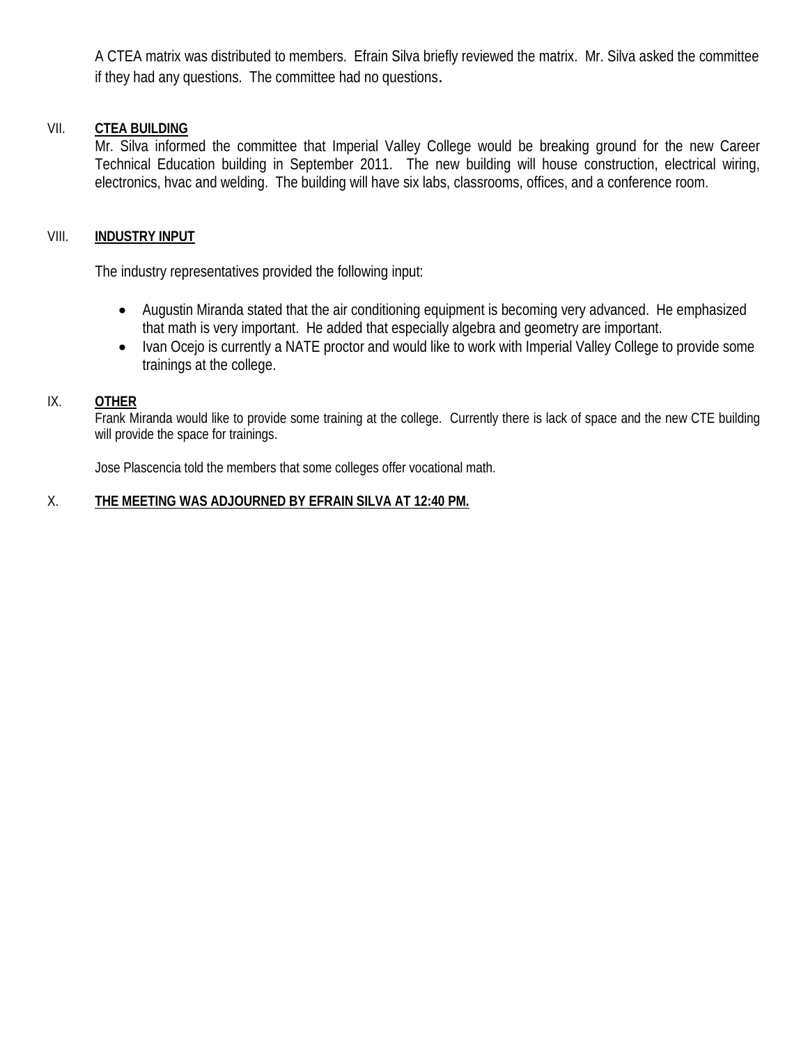A CTEA matrix was distributed to members. Efrain Silva briefly reviewed the matrix. Mr. Silva asked the committee if they had any questions. The committee had no questions.

VII. **CTEA BUILDING**

Mr. Silva informed the committee that Imperial Valley College would be breaking ground for the new Career Technical Education building in September 2011. The new building will house construction, electrical wiring, electronics, hvac and welding. The building will have six labs, classrooms, offices, and a conference room.

VIII. **INDUSTRY INPUT**

The industry representatives provided the following input:

- Augustin Miranda stated that the air conditioning equipment is becoming very advanced. He emphasized that math is very important. He added that especially algebra and geometry are important.
- Ivan Ocejo is currently a NATE proctor and would like to work with Imperial Valley College to provide some trainings at the college.

IX. **OTHER**

Frank Miranda would like to provide some training at the college. Currently there is lack of space and the new CTE building will provide the space for trainings.

Jose Plascencia told the members that some colleges offer vocational math.

X. **THE MEETING WAS ADJOURNED BY EFRAIN SILVA AT 12:40 PM.**